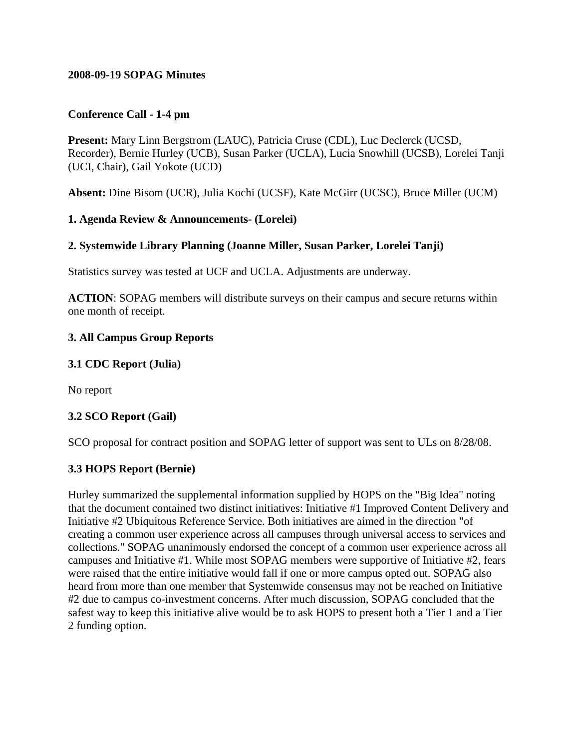**2008-09-19 SOPAG Minutes**

**Conference Call - 1-4 pm**

**Present:** Mary Linn Bergstrom (LAUC), Patricia Cruse (CDL), Luc Declerck (UCSD, Recorder), Bernie Hurley (UCB), Susan Parker (UCLA), Lucia Snowhill (UCSB), Lorelei Tanji (UCI, Chair), Gail Yokote (UCD)

**Absent:** Dine Bisom (UCR), Julia Kochi (UCSF), Kate McGirr (UCSC), Bruce Miller (UCM)

**1. Agenda Review & Announcements- (Lorelei)**

**2. Systemwide Library Planning (Joanne Miller, Susan Parker, Lorelei Tanji)**

Statistics survey was tested at UCF and UCLA. Adjustments are underway.

**ACTION**: SOPAG members will distribute surveys on their campus and secure returns within one month of receipt.

**3. All Campus Group Reports**

**3.1 CDC Report (Julia)**

No report

**3.2 SCO Report (Gail)**

SCO proposal for contract position and SOPAG letter of support was sent to ULs on 8/28/08.

**3.3 HOPS Report (Bernie)**

Hurley summarized the supplemental information supplied by HOPS on the "Big Idea" noting that the document contained two distinct initiatives: Initiative #1 Improved Content Delivery and Initiative #2 Ubiquitous Reference Service. Both initiatives are aimed in the direction "of creating a common user experience across all campuses through universal access to services and collections." SOPAG unanimously endorsed the concept of a common user experience across all campuses and Initiative #1. While most SOPAG members were supportive of Initiative #2, fears were raised that the entire initiative would fall if one or more campus opted out. SOPAG also heard from more than one member that Systemwide consensus may not be reached on Initiative #2 due to campus co-investment concerns. After much discussion, SOPAG concluded that the safest way to keep this initiative alive would be to ask HOPS to present both a Tier 1 and a Tier 2 funding option.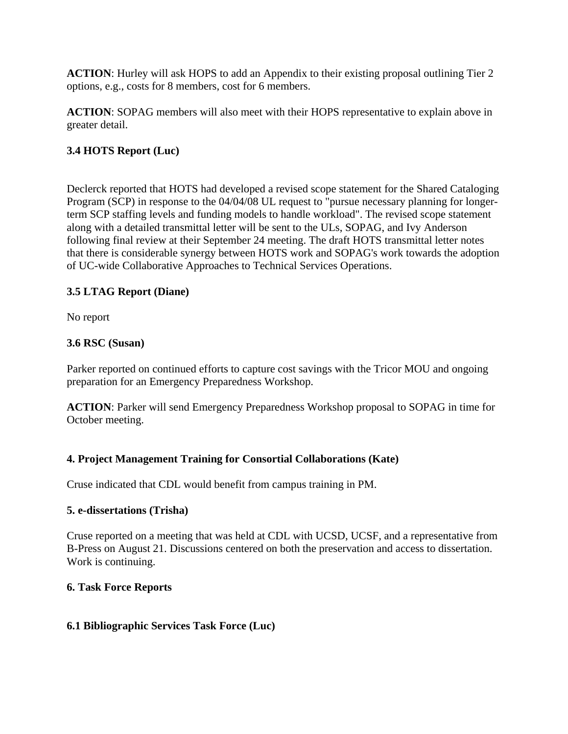**ACTION**: Hurley will ask HOPS to add an Appendix to their existing proposal outlining Tier 2 options, e.g., costs for 8 members, cost for 6 members.

**ACTION**: SOPAG members will also meet with their HOPS representative to explain above in greater detail.

### 3.4 HOTS Report (Luc)

Declerck reported that HOTS had developed a revised scope statement for the Shared Cataloging Program (SCP) in response to the 04/04/08 UL request to "pursue necessary planning for longer-term SCP staffing levels and funding models to handle workload". The revised scope statement along with a detailed transmittal letter will be sent to the ULs, SOPAG, and Ivy Anderson following final review at their September 24 meeting. The draft HOTS transmittal letter notes that there is considerable synergy between HOTS work and SOPAG's work towards the adoption of UC-wide Collaborative Approaches to Technical Services Operations.

### 3.5 LTAG Report (Diane)

No report

### 3.6 RSC (Susan)

Parker reported on continued efforts to capture cost savings with the Tricor MOU and ongoing preparation for an Emergency Preparedness Workshop.

**ACTION**: Parker will send Emergency Preparedness Workshop proposal to SOPAG in time for October meeting.

## 4. Project Management Training for Consortial Collaborations (Kate)

Cruse indicated that CDL would benefit from campus training in PM.

## 5. e-dissertations (Trisha)

Cruse reported on a meeting that was held at CDL with UCSD, UCSF, and a representative from B-Press on August 21. Discussions centered on both the preservation and access to dissertation. Work is continuing.

## 6. Task Force Reports

### 6.1 Bibliographic Services Task Force (Luc)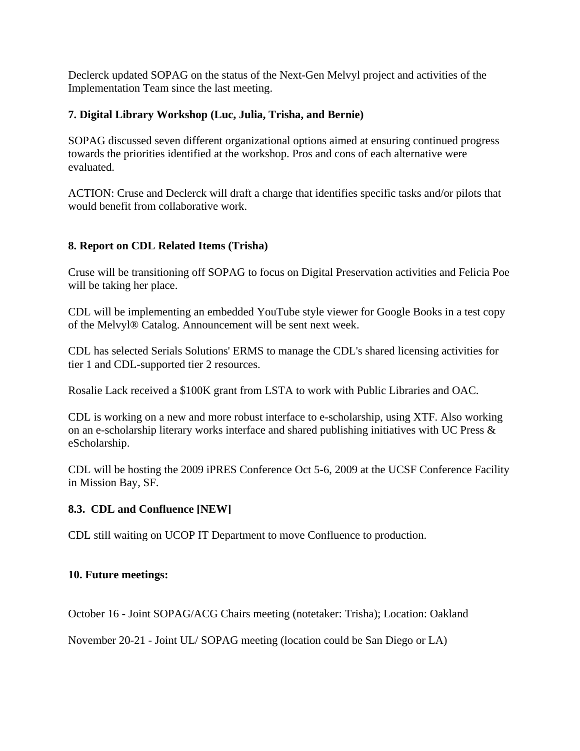Declerck updated SOPAG on the status of the Next-Gen Melvyl project and activities of the Implementation Team since the last meeting.

**7. Digital Library Workshop (Luc, Julia, Trisha, and Bernie)**

SOPAG discussed seven different organizational options aimed at ensuring continued progress towards the priorities identified at the workshop. Pros and cons of each alternative were evaluated.

ACTION: Cruse and Declerck will draft a charge that identifies specific tasks and/or pilots that would benefit from collaborative work.

**8. Report on CDL Related Items (Trisha)**

Cruse will be transitioning off SOPAG to focus on Digital Preservation activities and Felicia Poe will be taking her place.

CDL will be implementing an embedded YouTube style viewer for Google Books in a test copy of the Melvyl® Catalog. Announcement will be sent next week.

CDL has selected Serials Solutions' ERMS to manage the CDL's shared licensing activities for tier 1 and CDL-supported tier 2 resources.

Rosalie Lack received a $100K grant from LSTA to work with Public Libraries and OAC.

CDL is working on a new and more robust interface to e-scholarship, using XTF. Also working on an e-scholarship literary works interface and shared publishing initiatives with UC Press & eScholarship.

CDL will be hosting the 2009 iPRES Conference Oct 5-6, 2009 at the UCSF Conference Facility in Mission Bay, SF.

**8.3. CDL and Confluence [NEW]**

CDL still waiting on UCOP IT Department to move Confluence to production.

**10. Future meetings:**

October 16 - Joint SOPAG/ACG Chairs meeting (notetaker: Trisha); Location: Oakland

November 20-21 - Joint UL/ SOPAG meeting (location could be San Diego or LA)